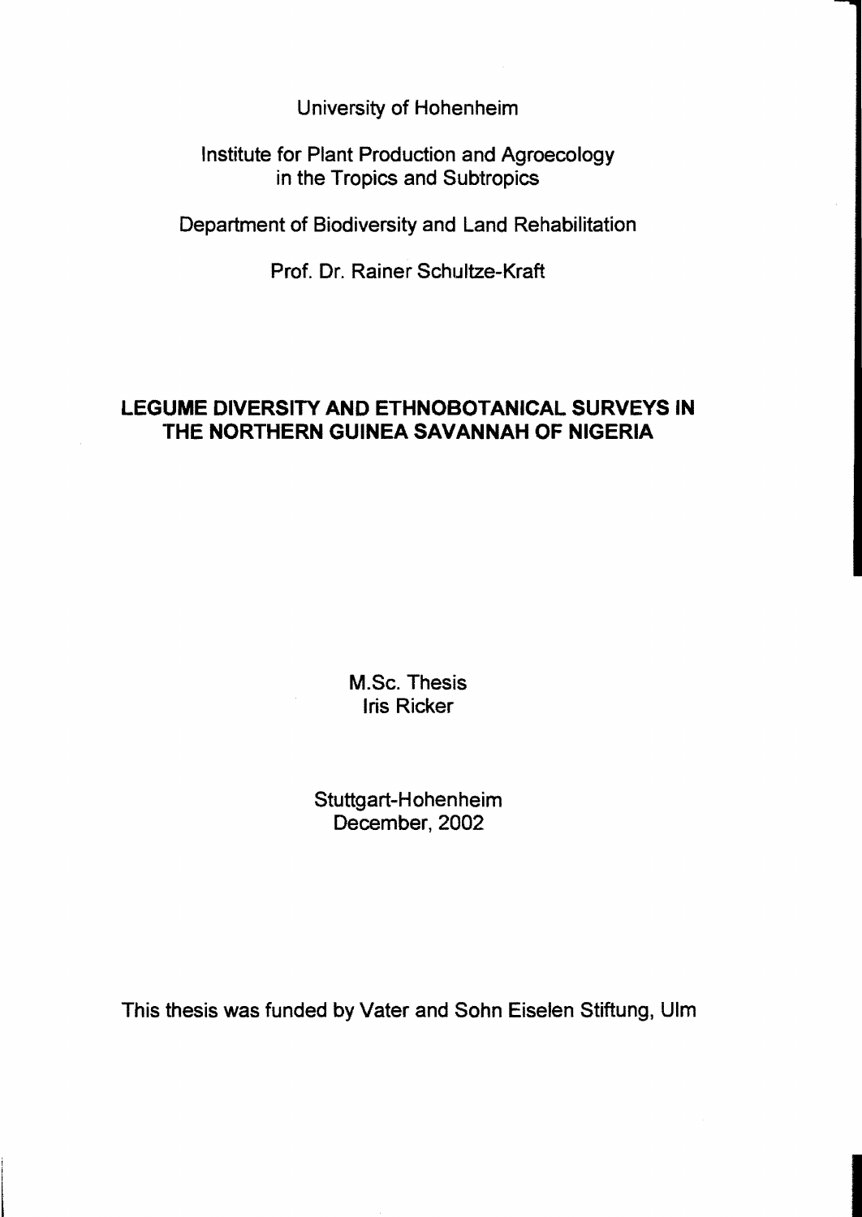University of Hohenheim

Institute for Plant Production and Agroecology in the Tropics and Subtropics

Department of Biodiversity and Land Rehabilitation

Prof. Dr. Rainer Schultze-Kraft

# LEGUME DIVERSITY AND ETHNOBOTANICAL SURVEYS IN THE NORTHERN GUINEA SAVANNAH OF NIGERIA

M.Sc. Thesis
Iris Ricker

Stuttgart-Hohenheim
December, 2002

This thesis was funded by Vater and Sohn Eiselen Stiftung, Ulm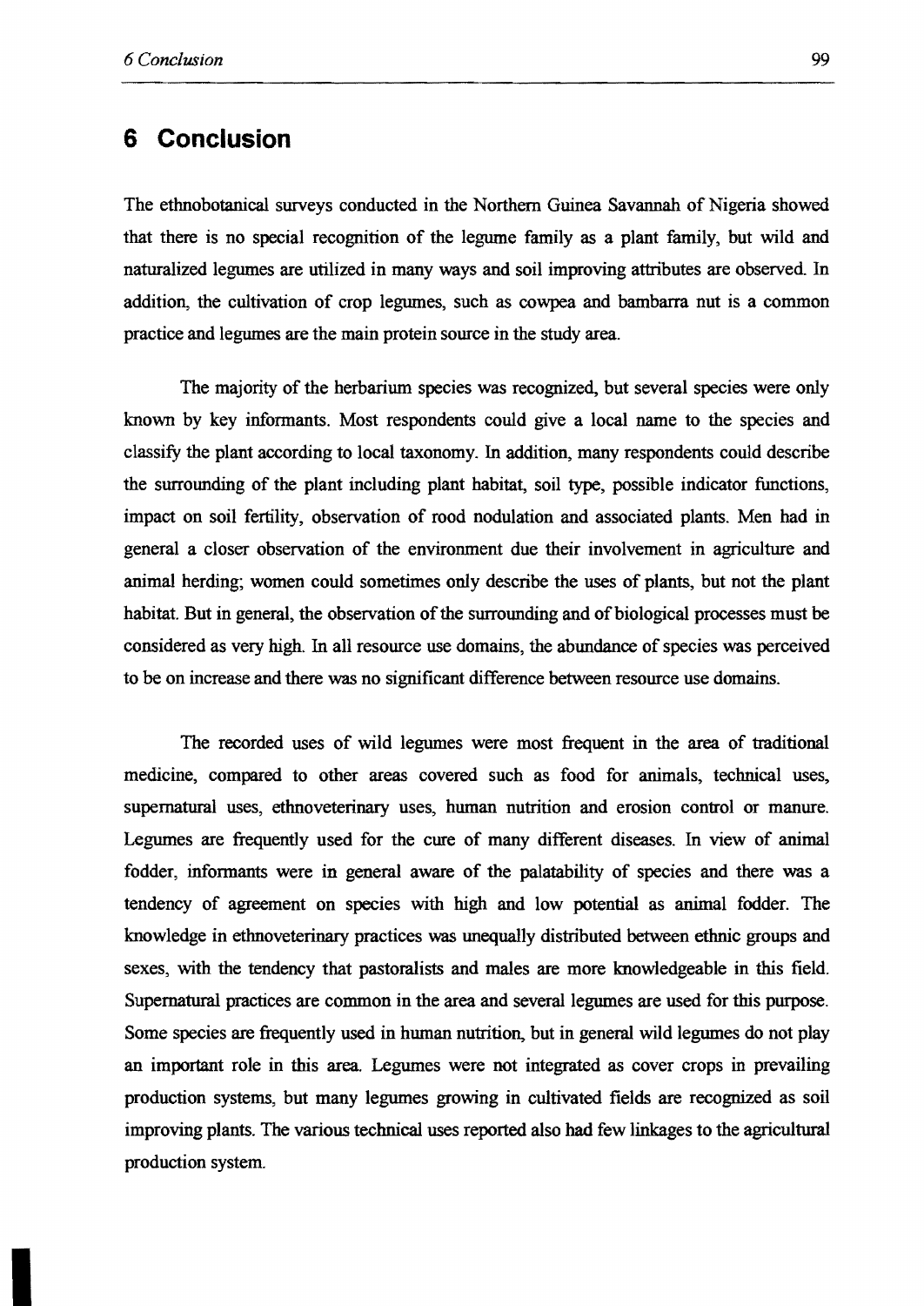# 6 Conclusion

The ethnobotanical surveys conducted in the Northern Guinea Savannah of Nigeria showed that there is no special recognition of the legume family as a plant family, but wild and naturalized legumes are utilized in many ways and soil improving attributes are observed. In addition, the cultivation of crop legumes, such as cowpea and bambarra nut is a common practice and legumes are the main protein source in the study area.

The majority of the herbarium species was recognized, but several species were only known by key informants. Most respondents could give a local name to the species and classify the plant according to local taxonomy. In addition, many respondents could describe the surrounding of the plant including plant habitat, soil type, possible indicator functions, impact on soil fertility, observation of rood nodulation and associated plants. Men had in general a closer observation of the environment due their involvement in agriculture and animal herding; women could sometimes only describe the uses of plants, but not the plant habitat. But in general, the observation of the surrounding and of biological processes must be considered as very high. In all resource use domains, the abundance of species was perceived to be on increase and there was no significant difference between resource use domains.

The recorded uses of wild legumes were most frequent in the area of traditional medicine, compared to other areas covered such as food for animals, technical uses, supernatural uses, ethnoveterinary uses, human nutrition and erosion control or manure. Legumes are frequently used for the cure of many different diseases. In view of animal fodder, informants were in general aware of the palatability of species and there was a tendency of agreement on species with high and low potential as animal fodder. The knowledge in ethnoveterinary practices was unequally distributed between ethnic groups and sexes, with the tendency that pastoralists and males are more knowledgeable in this field. Supernatural practices are common in the area and several legumes are used for this purpose. Some species are frequently used in human nutrition, but in general wild legumes do not play an important role in this area. Legumes were not integrated as cover crops in prevailing production systems, but many legumes growing in cultivated fields are recognized as soil improving plants. The various technical uses reported also had few linkages to the agricultural production system.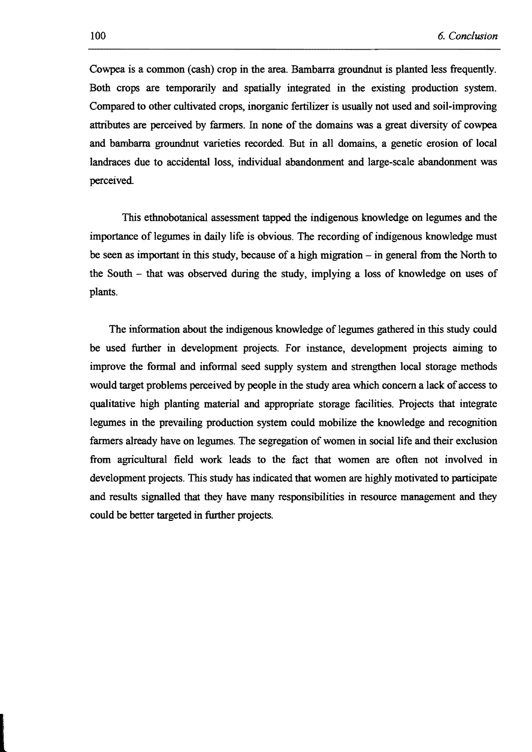Cowpea is a common (cash) crop in the area. Bambarra groundnut is planted less frequently. Both crops are temporarily and spatially integrated in the existing production system. Compared to other cultivated crops, inorganic fertilizer is usually not used and soil-improving attributes are perceived by farmers. In none of the domains was a great diversity of cowpea and bambarra groundnut varieties recorded. But in all domains, a genetic erosion of local landraces due to accidental loss, individual abandonment and large-scale abandonment was perceived.

This ethnobotanical assessment tapped the indigenous knowledge on legumes and the importance of legumes in daily life is obvious. The recording of indigenous knowledge must be seen as important in this study, because of a high migration – in general from the North to the South – that was observed during the study, implying a loss of knowledge on uses of plants.

The information about the indigenous knowledge of legumes gathered in this study could be used further in development projects. For instance, development projects aiming to improve the formal and informal seed supply system and strengthen local storage methods would target problems perceived by people in the study area which concern a lack of access to qualitative high planting material and appropriate storage facilities. Projects that integrate legumes in the prevailing production system could mobilize the knowledge and recognition farmers already have on legumes. The segregation of women in social life and their exclusion from agricultural field work leads to the fact that women are often not involved in development projects. This study has indicated that women are highly motivated to participate and results signalled that they have many responsibilities in resource management and they could be better targeted in further projects.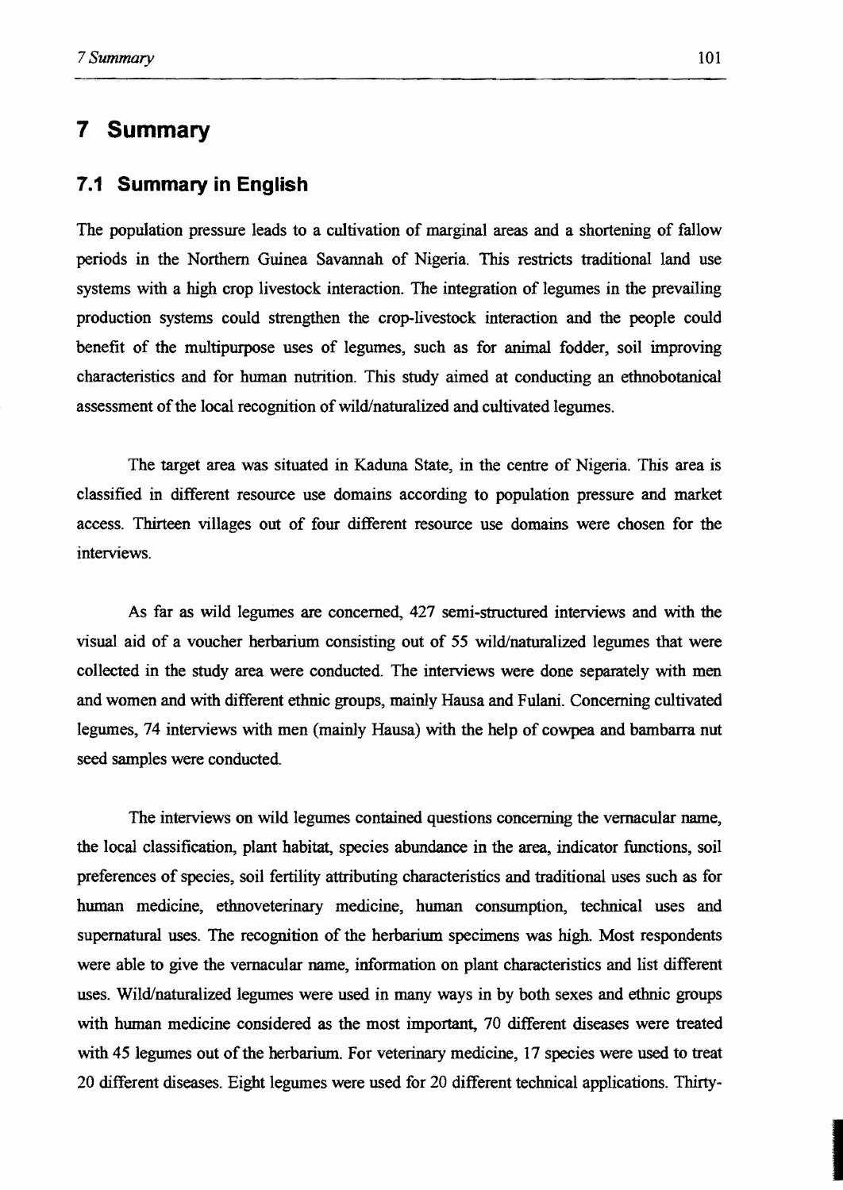# 7 Summary

## 7.1 Summary in English

The population pressure leads to a cultivation of marginal areas and a shortening of fallow periods in the Northern Guinea Savannah of Nigeria. This restricts traditional land use systems with a high crop livestock interaction. The integration of legumes in the prevailing production systems could strengthen the crop-livestock interaction and the people could benefit of the multipurpose uses of legumes, such as for animal fodder, soil improving characteristics and for human nutrition. This study aimed at conducting an ethnobotanical assessment of the local recognition of wild/naturalized and cultivated legumes.

The target area was situated in Kaduna State, in the centre of Nigeria. This area is classified in different resource use domains according to population pressure and market access. Thirteen villages out of four different resource use domains were chosen for the interviews.

As far as wild legumes are concerned, 427 semi-structured interviews and with the visual aid of a voucher herbarium consisting out of 55 wild/naturalized legumes that were collected in the study area were conducted. The interviews were done separately with men and women and with different ethnic groups, mainly Hausa and Fulani. Concerning cultivated legumes, 74 interviews with men (mainly Hausa) with the help of cowpea and bambarra nut seed samples were conducted.

The interviews on wild legumes contained questions concerning the vernacular name, the local classification, plant habitat, species abundance in the area, indicator functions, soil preferences of species, soil fertility attributing characteristics and traditional uses such as for human medicine, ethnoveterinary medicine, human consumption, technical uses and supernatural uses. The recognition of the herbarium specimens was high. Most respondents were able to give the vernacular name, information on plant characteristics and list different uses. Wild/naturalized legumes were used in many ways in by both sexes and ethnic groups with human medicine considered as the most important, 70 different diseases were treated with 45 legumes out of the herbarium. For veterinary medicine, 17 species were used to treat 20 different diseases. Eight legumes were used for 20 different technical applications. Thirty-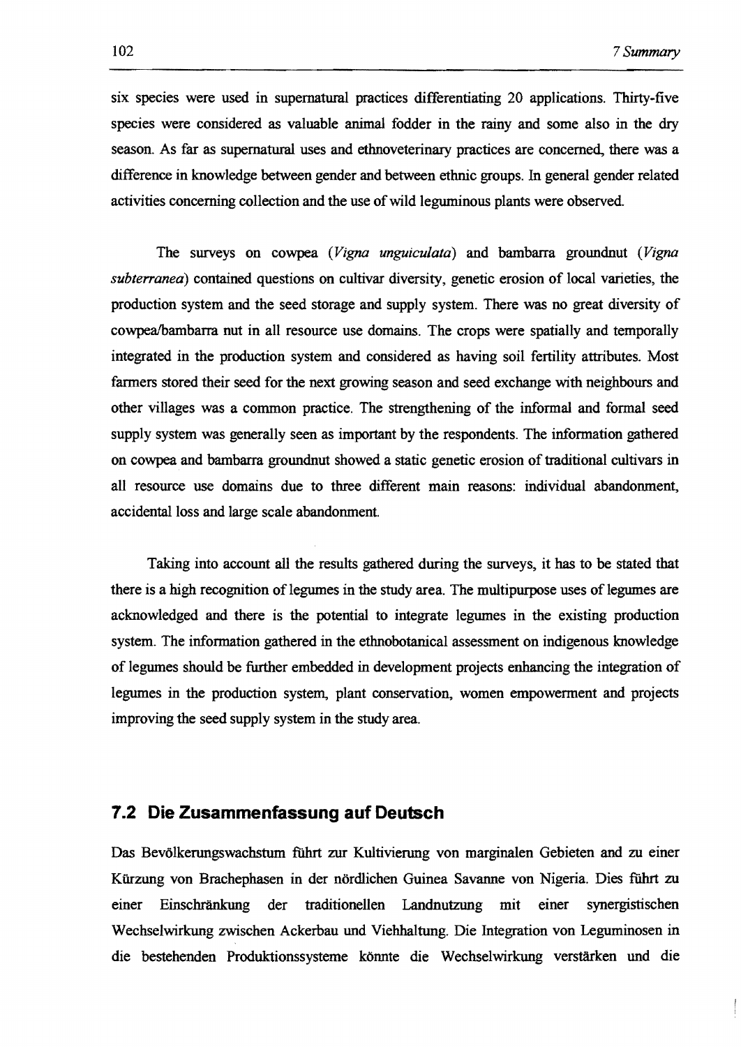six species were used in supernatural practices differentiating 20 applications. Thirty-five species were considered as valuable animal fodder in the rainy and some also in the dry season. As far as supernatural uses and ethnoveterinary practices are concerned, there was a difference in knowledge between gender and between ethnic groups. In general gender related activities concerning collection and the use of wild leguminous plants were observed.

The surveys on cowpea (*Vigna unguiculata*) and bambarra groundnut (*Vigna subterranea*) contained questions on cultivar diversity, genetic erosion of local varieties, the production system and the seed storage and supply system. There was no great diversity of cowpea/bambarra nut in all resource use domains. The crops were spatially and temporally integrated in the production system and considered as having soil fertility attributes. Most farmers stored their seed for the next growing season and seed exchange with neighbours and other villages was a common practice. The strengthening of the informal and formal seed supply system was generally seen as important by the respondents. The information gathered on cowpea and bambarra groundnut showed a static genetic erosion of traditional cultivars in all resource use domains due to three different main reasons: individual abandonment, accidental loss and large scale abandonment.

Taking into account all the results gathered during the surveys, it has to be stated that there is a high recognition of legumes in the study area. The multipurpose uses of legumes are acknowledged and there is the potential to integrate legumes in the existing production system. The information gathered in the ethnobotanical assessment on indigenous knowledge of legumes should be further embedded in development projects enhancing the integration of legumes in the production system, plant conservation, women empowerment and projects improving the seed supply system in the study area.

## 7.2 Die Zusammenfassung auf Deutsch

Das Bevölkerungswachstum führt zur Kultivierung von marginalen Gebieten and zu einer Kürzung von Brachephasen in der nördlichen Guinea Savanne von Nigeria. Dies führt zu einer Einschränkung der traditionellen Landnutzung mit einer synergistischen Wechselwirkung zwischen Ackerbau und Viehhaltung. Die Integration von Leguminosen in die bestehenden Produktionssysteme könnte die Wechselwirkung verstärken und die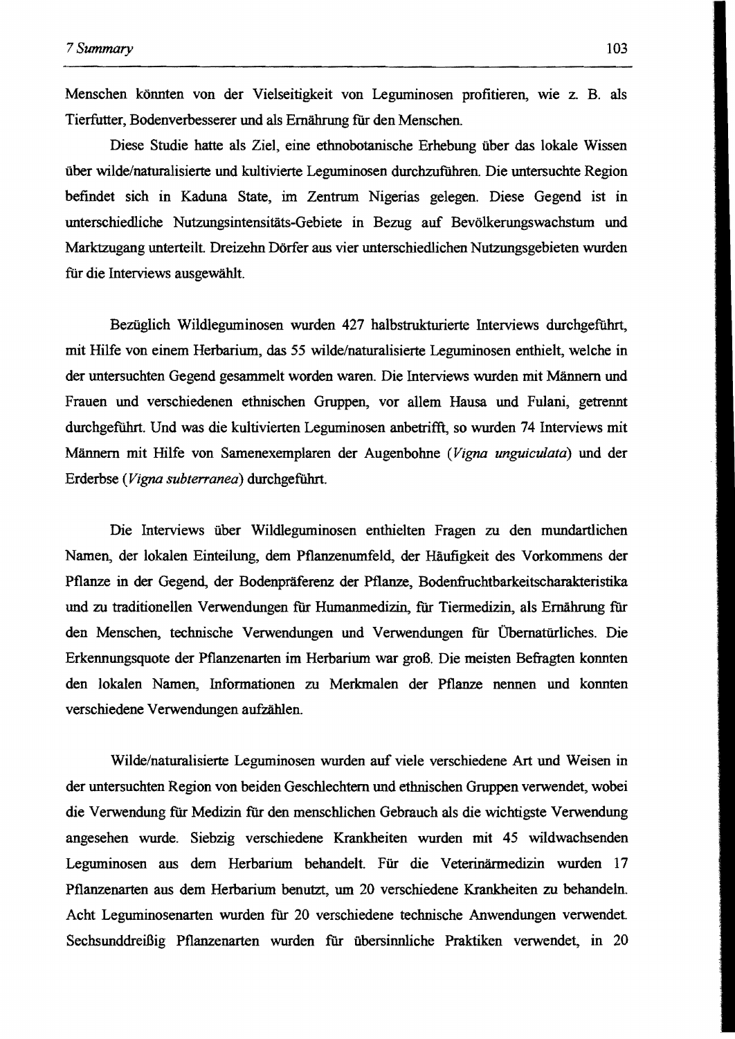Menschen könnten von der Vielseitigkeit von Leguminosen profitieren, wie z. B. als Tierfutter, Bodenverbesserer und als Ernährung für den Menschen.

Diese Studie hatte als Ziel, eine ethnobotanische Erhebung über das lokale Wissen über wilde/naturalisierte und kultivierte Leguminosen durchzuführen. Die untersuchte Region befindet sich in Kaduna State, im Zentrum Nigerias gelegen. Diese Gegend ist in unterschiedliche Nutzungsintensitäts-Gebiete in Bezug auf Bevölkerungswachstum und Marktzugang unterteilt. Dreizehn Dörfer aus vier unterschiedlichen Nutzungsgebieten wurden für die Interviews ausgewählt.

Bezüglich Wildleguminosen wurden 427 halbstrukturierte Interviews durchgeführt, mit Hilfe von einem Herbarium, das 55 wilde/naturalisierte Leguminosen enthielt, welche in der untersuchten Gegend gesammelt worden waren. Die Interviews wurden mit Männern und Frauen und verschiedenen ethnischen Gruppen, vor allem Hausa und Fulani, getrennt durchgeführt. Und was die kultivierten Leguminosen anbetrifft, so wurden 74 Interviews mit Männern mit Hilfe von Samenexemplaren der Augenbohne (*Vigna unguiculata*) und der Erderbse (*Vigna subterranea*) durchgeführt.

Die Interviews über Wildleguminosen enthielten Fragen zu den mundartlichen Namen, der lokalen Einteilung, dem Pflanzenumfeld, der Häufigkeit des Vorkommens der Pflanze in der Gegend, der Bodenpräferenz der Pflanze, Bodenfruchtbarkeitscharakteristika und zu traditionellen Verwendungen für Humanmedizin, für Tiermedizin, als Ernährung für den Menschen, technische Verwendungen und Verwendungen für Übernatürliches. Die Erkennungsquote der Pflanzenarten im Herbarium war groß. Die meisten Befragten konnten den lokalen Namen, Informationen zu Merkmalen der Pflanze nennen und konnten verschiedene Verwendungen aufzählen.

Wilde/naturalisierte Leguminosen wurden auf viele verschiedene Art und Weisen in der untersuchten Region von beiden Geschlechtern und ethnischen Gruppen verwendet, wobei die Verwendung für Medizin für den menschlichen Gebrauch als die wichtigste Verwendung angesehen wurde. Siebzig verschiedene Krankheiten wurden mit 45 wildwachsenden Leguminosen aus dem Herbarium behandelt. Für die Veterinärmedizin wurden 17 Pflanzenarten aus dem Herbarium benutzt, um 20 verschiedene Krankheiten zu behandeln. Acht Leguminosenarten wurden für 20 verschiedene technische Anwendungen verwendet. Sechsunddreißig Pflanzenarten wurden für übersinnliche Praktiken verwendet, in 20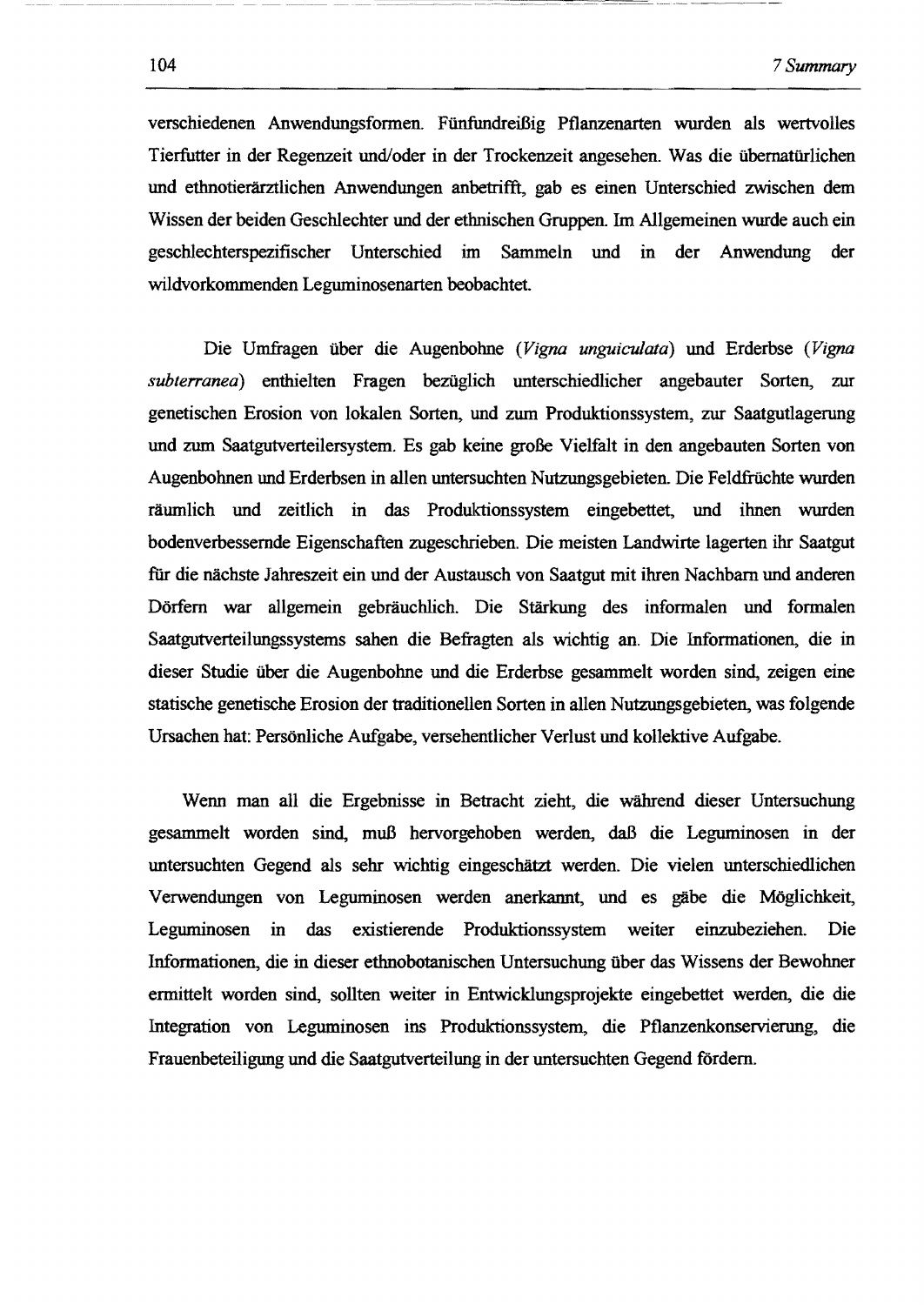verschiedenen Anwendungsformen. Fünfundreißig Pflanzenarten wurden als wertvolles Tierfutter in der Regenzeit und/oder in der Trockenzeit angesehen. Was die übernatürlichen und ethnotierärztlichen Anwendungen anbetrifft, gab es einen Unterschied zwischen dem Wissen der beiden Geschlechter und der ethnischen Gruppen. Im Allgemeinen wurde auch ein geschlechterspezifischer Unterschied im Sammeln und in der Anwendung der wildvorkommenden Leguminosenarten beobachtet.

Die Umfragen über die Augenbohne (*Vigna unguiculata*) und Erderbse (*Vigna subterranea*) enthielten Fragen bezüglich unterschiedlicher angebauter Sorten, zur genetischen Erosion von lokalen Sorten, und zum Produktionssystem, zur Saatgutlagerung und zum Saatgutverteilersystem. Es gab keine große Vielfalt in den angebauten Sorten von Augenbohnen und Erderbsen in allen untersuchten Nutzungsgebieten. Die Feldfrüchte wurden räumlich und zeitlich in das Produktionssystem eingebettet, und ihnen wurden bodenverbessernde Eigenschaften zugeschrieben. Die meisten Landwirte lagerten ihr Saatgut für die nächste Jahreszeit ein und der Austausch von Saatgut mit ihren Nachbarn und anderen Dörfern war allgemein gebräuchlich. Die Stärkung des informalen und formalen Saatgutverteilungssystems sahen die Befragten als wichtig an. Die Informationen, die in dieser Studie über die Augenbohne und die Erderbse gesammelt worden sind, zeigen eine statische genetische Erosion der traditionellen Sorten in allen Nutzungsgebieten, was folgende Ursachen hat: Persönliche Aufgabe, versehentlicher Verlust und kollektive Aufgabe.

Wenn man all die Ergebnisse in Betracht zieht, die während dieser Untersuchung gesammelt worden sind, muß hervorgehoben werden, daß die Leguminosen in der untersuchten Gegend als sehr wichtig eingeschätzt werden. Die vielen unterschiedlichen Verwendungen von Leguminosen werden anerkannt, und es gäbe die Möglichkeit, Leguminosen in das existierende Produktionssystem weiter einzubeziehen. Die Informationen, die in dieser ethnobotanischen Untersuchung über das Wissens der Bewohner ermittelt worden sind, sollten weiter in Entwicklungsprojekte eingebettet werden, die die Integration von Leguminosen ins Produktionssystem, die Pflanzenkonservierung, die Frauenbeteiligung und die Saatgutverteilung in der untersuchten Gegend fördern.